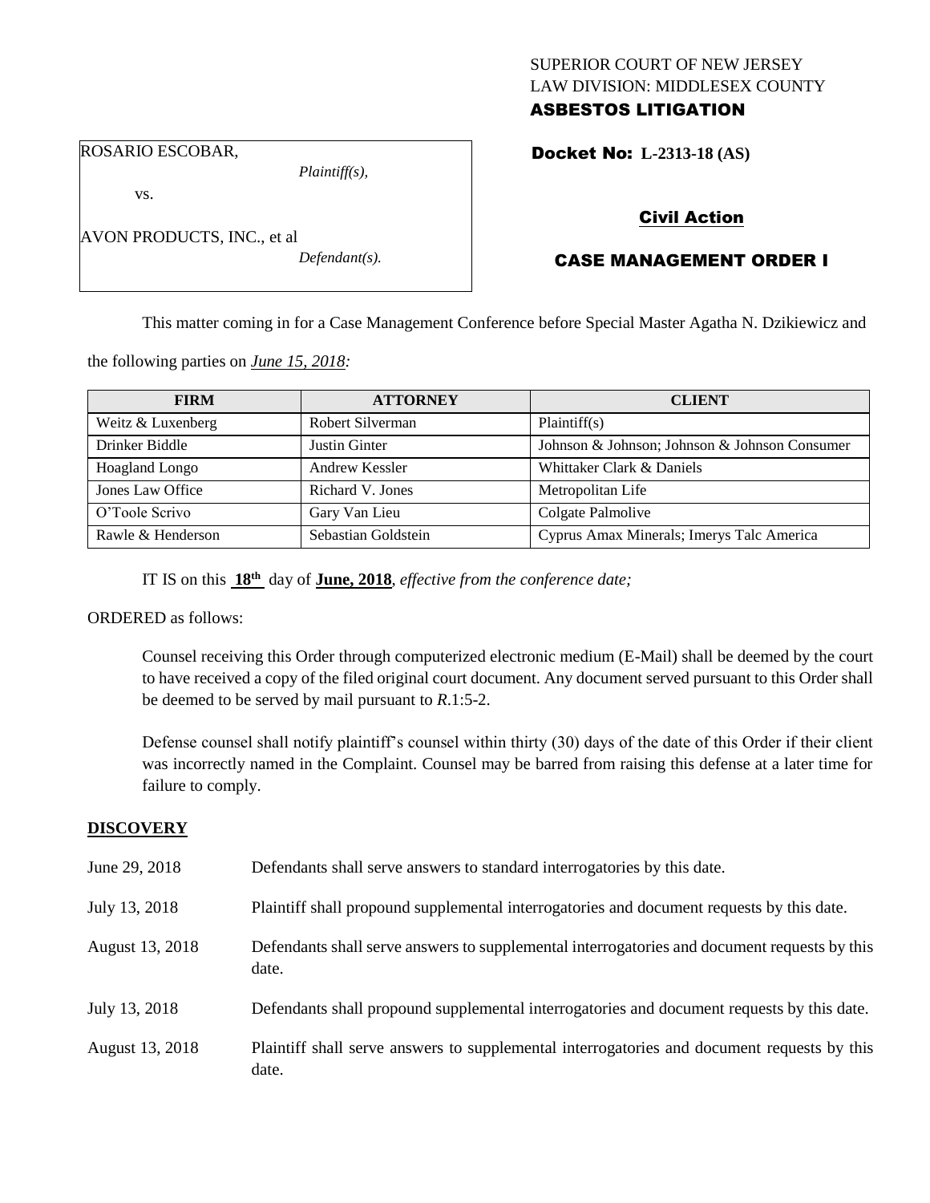SUPERIOR COURT OF NEW JERSEY
LAW DIVISION: MIDDLESEX COUNTY
**ASBESTOS LITIGATION**

ROSARIO ESCOBAR,
*Plaintiff(s),*
vs.
AVON PRODUCTS, INC., et al
*Defendant(s).*

**Docket No: L-2313-18 (AS)**

## Civil Action

## CASE MANAGEMENT ORDER I

This matter coming in for a Case Management Conference before Special Master Agatha N. Dzikiewicz and the following parties on ***June 15, 2018:***

| FIRM | ATTORNEY | CLIENT |
|---|---|---|
| Weitz & Luxenberg | Robert Silverman | Plaintiff(s) |
| Drinker Biddle | Justin Ginter | Johnson & Johnson; Johnson & Johnson Consumer |
| Hoagland Longo | Andrew Kessler | Whittaker Clark & Daniels |
| Jones Law Office | Richard V. Jones | Metropolitan Life |
| O'Toole Scrivo | Gary Van Lieu | Colgate Palmolive |
| Rawle & Henderson | Sebastian Goldstein | Cyprus Amax Minerals; Imerys Talc America |

IT IS on this **18th** day of **June, 2018**, *effective from the conference date;*

ORDERED as follows:

Counsel receiving this Order through computerized electronic medium (E-Mail) shall be deemed by the court to have received a copy of the filed original court document. Any document served pursuant to this Order shall be deemed to be served by mail pursuant to *R*.1:5-2.

Defense counsel shall notify plaintiff's counsel within thirty (30) days of the date of this Order if their client was incorrectly named in the Complaint. Counsel may be barred from raising this defense at a later time for failure to comply.

## DISCOVERY

| | |
|---|---|
| June 29, 2018 | Defendants shall serve answers to standard interrogatories by this date. |
| July 13, 2018 | Plaintiff shall propound supplemental interrogatories and document requests by this date. |
| August 13, 2018 | Defendants shall serve answers to supplemental interrogatories and document requests by this date. |
| July 13, 2018 | Defendants shall propound supplemental interrogatories and document requests by this date. |
| August 13, 2018 | Plaintiff shall serve answers to supplemental interrogatories and document requests by this date. |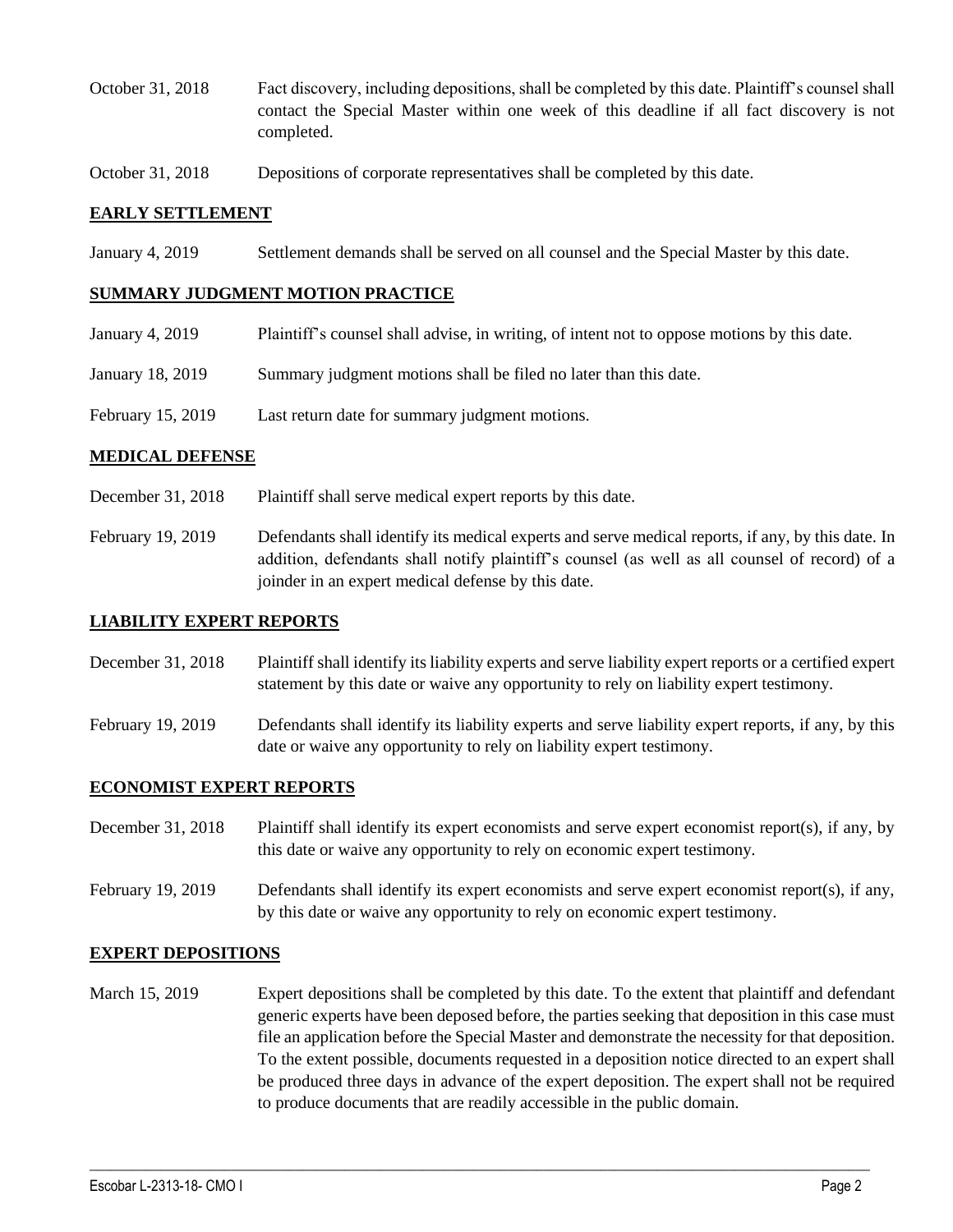| | |
|---|---|
| October 31, 2018 | Fact discovery, including depositions, shall be completed by this date. Plaintiff's counsel shall contact the Special Master within one week of this deadline if all fact discovery is not completed. |
| October 31, 2018 | Depositions of corporate representatives shall be completed by this date. |

## EARLY SETTLEMENT

| | |
|---|---|
| January 4, 2019 | Settlement demands shall be served on all counsel and the Special Master by this date. |

## SUMMARY JUDGMENT MOTION PRACTICE

| | |
|---|---|
| January 4, 2019 | Plaintiff's counsel shall advise, in writing, of intent not to oppose motions by this date. |
| January 18, 2019 | Summary judgment motions shall be filed no later than this date. |
| February 15, 2019 | Last return date for summary judgment motions. |

## MEDICAL DEFENSE

| | |
|---|---|
| December 31, 2018 | Plaintiff shall serve medical expert reports by this date. |
| February 19, 2019 | Defendants shall identify its medical experts and serve medical reports, if any, by this date. In addition, defendants shall notify plaintiff's counsel (as well as all counsel of record) of a joinder in an expert medical defense by this date. |

## LIABILITY EXPERT REPORTS

| | |
|---|---|
| December 31, 2018 | Plaintiff shall identify its liability experts and serve liability expert reports or a certified expert statement by this date or waive any opportunity to rely on liability expert testimony. |
| February 19, 2019 | Defendants shall identify its liability experts and serve liability expert reports, if any, by this date or waive any opportunity to rely on liability expert testimony. |

## ECONOMIST EXPERT REPORTS

| | |
|---|---|
| December 31, 2018 | Plaintiff shall identify its expert economists and serve expert economist report(s), if any, by this date or waive any opportunity to rely on economic expert testimony. |
| February 19, 2019 | Defendants shall identify its expert economists and serve expert economist report(s), if any, by this date or waive any opportunity to rely on economic expert testimony. |

## EXPERT DEPOSITIONS

| | |
|---|---|
| March 15, 2019 | Expert depositions shall be completed by this date. To the extent that plaintiff and defendant generic experts have been deposed before, the parties seeking that deposition in this case must file an application before the Special Master and demonstrate the necessity for that deposition. To the extent possible, documents requested in a deposition notice directed to an expert shall be produced three days in advance of the expert deposition. The expert shall not be required to produce documents that are readily accessible in the public domain. |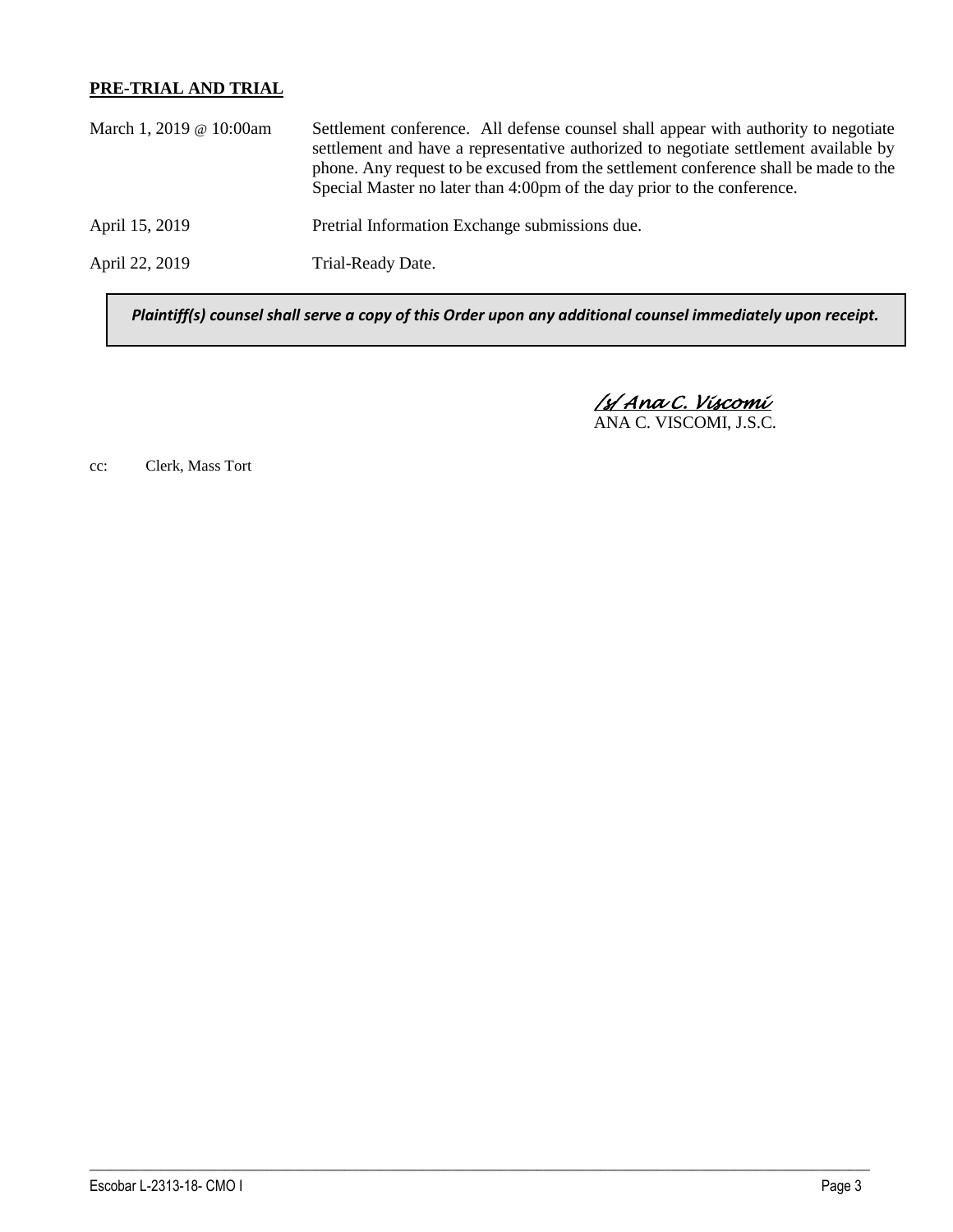**PRE-TRIAL AND TRIAL**

| | |
|---|---|
| March 1, 2019 @ 10:00am | Settlement conference. All defense counsel shall appear with authority to negotiate settlement and have a representative authorized to negotiate settlement available by phone. Any request to be excused from the settlement conference shall be made to the Special Master no later than 4:00pm of the day prior to the conference. |
| April 15, 2019 | Pretrial Information Exchange submissions due. |
| April 22, 2019 | Trial-Ready Date. |

***Plaintiff(s) counsel shall serve a copy of this Order upon any additional counsel immediately upon receipt.***

*/s/ Ana C. Viscomi*
ANA C. VISCOMI, J.S.C.

cc: Clerk, Mass Tort